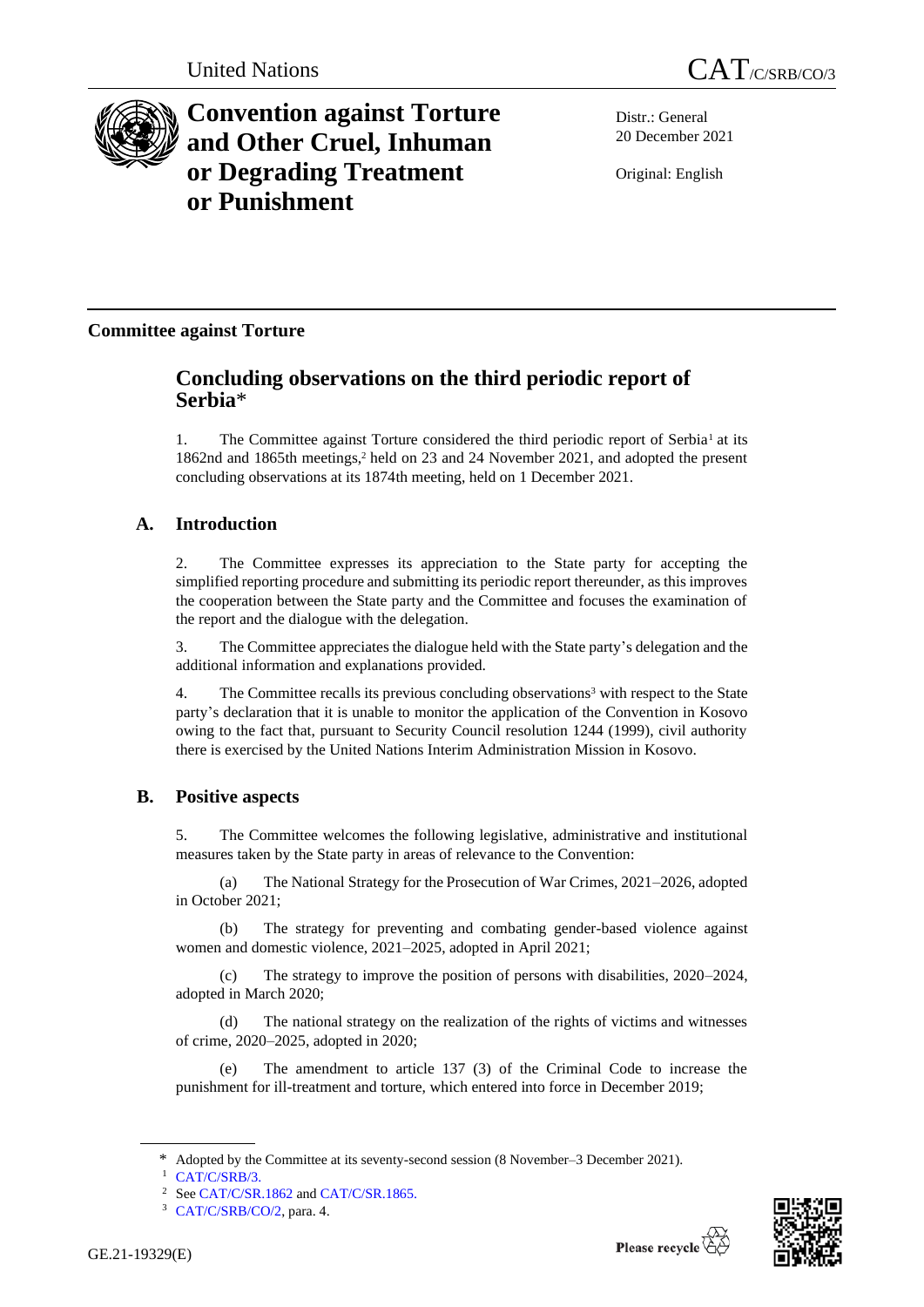United Nations

CAT/C/SRB/CO/3

# Convention against Torture and Other Cruel, Inhuman or Degrading Treatment or Punishment

Distr.: General
20 December 2021

Original: English

**Committee against Torture**

## Concluding observations on the third periodic report of Serbia*

1. The Committee against Torture considered the third periodic report of Serbia[1] at its 1862nd and 1865th meetings,[2] held on 23 and 24 November 2021, and adopted the present concluding observations at its 1874th meeting, held on 1 December 2021.

## A. Introduction

2. The Committee expresses its appreciation to the State party for accepting the simplified reporting procedure and submitting its periodic report thereunder, as this improves the cooperation between the State party and the Committee and focuses the examination of the report and the dialogue with the delegation.

3. The Committee appreciates the dialogue held with the State party's delegation and the additional information and explanations provided.

4. The Committee recalls its previous concluding observations[3] with respect to the State party's declaration that it is unable to monitor the application of the Convention in Kosovo owing to the fact that, pursuant to Security Council resolution 1244 (1999), civil authority there is exercised by the United Nations Interim Administration Mission in Kosovo.

## B. Positive aspects

5. The Committee welcomes the following legislative, administrative and institutional measures taken by the State party in areas of relevance to the Convention:

(a) The National Strategy for the Prosecution of War Crimes, 2021–2026, adopted in October 2021;

(b) The strategy for preventing and combating gender-based violence against women and domestic violence, 2021–2025, adopted in April 2021;

(c) The strategy to improve the position of persons with disabilities, 2020–2024, adopted in March 2020;

(d) The national strategy on the realization of the rights of victims and witnesses of crime, 2020–2025, adopted in 2020;

(e) The amendment to article 137 (3) of the Criminal Code to increase the punishment for ill-treatment and torture, which entered into force in December 2019;

---

\* Adopted by the Committee at its seventy-second session (8 November–3 December 2021).

[1] CAT/C/SRB/3.

[2] See CAT/C/SR.1862 and CAT/C/SR.1865.

[3] CAT/C/SRB/CO/2, para. 4.

GE.21-19329(E)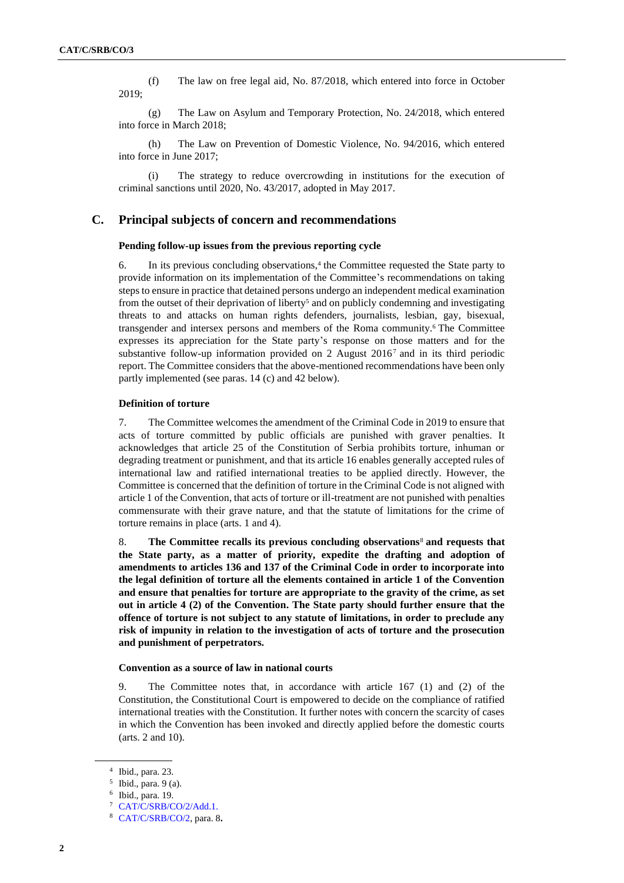(f) The law on free legal aid, No. 87/2018, which entered into force in October 2019;

(g) The Law on Asylum and Temporary Protection, No. 24/2018, which entered into force in March 2018;

(h) The Law on Prevention of Domestic Violence, No. 94/2016, which entered into force in June 2017;

(i) The strategy to reduce overcrowding in institutions for the execution of criminal sanctions until 2020, No. 43/2017, adopted in May 2017.

## C. Principal subjects of concern and recommendations

### Pending follow-up issues from the previous reporting cycle

6. In its previous concluding observations,[4] the Committee requested the State party to provide information on its implementation of the Committee's recommendations on taking steps to ensure in practice that detained persons undergo an independent medical examination from the outset of their deprivation of liberty[5] and on publicly condemning and investigating threats to and attacks on human rights defenders, journalists, lesbian, gay, bisexual, transgender and intersex persons and members of the Roma community.[6] The Committee expresses its appreciation for the State party's response on those matters and for the substantive follow-up information provided on 2 August 2016[7] and in its third periodic report. The Committee considers that the above-mentioned recommendations have been only partly implemented (see paras. 14 (c) and 42 below).

### Definition of torture

7. The Committee welcomes the amendment of the Criminal Code in 2019 to ensure that acts of torture committed by public officials are punished with graver penalties. It acknowledges that article 25 of the Constitution of Serbia prohibits torture, inhuman or degrading treatment or punishment, and that its article 16 enables generally accepted rules of international law and ratified international treaties to be applied directly. However, the Committee is concerned that the definition of torture in the Criminal Code is not aligned with article 1 of the Convention, that acts of torture or ill-treatment are not punished with penalties commensurate with their grave nature, and that the statute of limitations for the crime of torture remains in place (arts. 1 and 4).

8. **The Committee recalls its previous concluding observations**[8] **and requests that the State party, as a matter of priority, expedite the drafting and adoption of amendments to articles 136 and 137 of the Criminal Code in order to incorporate into the legal definition of torture all the elements contained in article 1 of the Convention and ensure that penalties for torture are appropriate to the gravity of the crime, as set out in article 4 (2) of the Convention. The State party should further ensure that the offence of torture is not subject to any statute of limitations, in order to preclude any risk of impunity in relation to the investigation of acts of torture and the prosecution and punishment of perpetrators.**

### Convention as a source of law in national courts

9. The Committee notes that, in accordance with article 167 (1) and (2) of the Constitution, the Constitutional Court is empowered to decide on the compliance of ratified international treaties with the Constitution. It further notes with concern the scarcity of cases in which the Convention has been invoked and directly applied before the domestic courts (arts. 2 and 10).

---

[4] Ibid., para. 23.

[5] Ibid., para. 9 (a).

[6] Ibid., para. 19.

[7] CAT/C/SRB/CO/2/Add.1.

[8] CAT/C/SRB/CO/2, para. 8.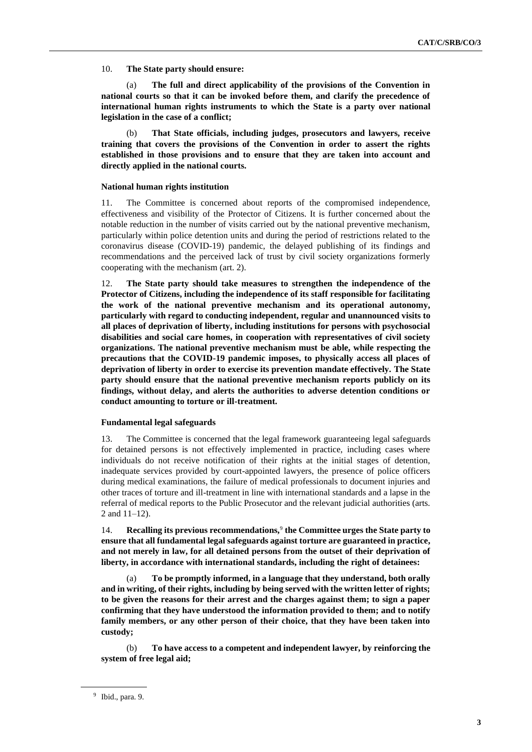10. **The State party should ensure:**

(a) **The full and direct applicability of the provisions of the Convention in national courts so that it can be invoked before them, and clarify the precedence of international human rights instruments to which the State is a party over national legislation in the case of a conflict;**

(b) **That State officials, including judges, prosecutors and lawyers, receive training that covers the provisions of the Convention in order to assert the rights established in those provisions and to ensure that they are taken into account and directly applied in the national courts.**

### National human rights institution

11. The Committee is concerned about reports of the compromised independence, effectiveness and visibility of the Protector of Citizens. It is further concerned about the notable reduction in the number of visits carried out by the national preventive mechanism, particularly within police detention units and during the period of restrictions related to the coronavirus disease (COVID-19) pandemic, the delayed publishing of its findings and recommendations and the perceived lack of trust by civil society organizations formerly cooperating with the mechanism (art. 2).

12. **The State party should take measures to strengthen the independence of the Protector of Citizens, including the independence of its staff responsible for facilitating the work of the national preventive mechanism and its operational autonomy, particularly with regard to conducting independent, regular and unannounced visits to all places of deprivation of liberty, including institutions for persons with psychosocial disabilities and social care homes, in cooperation with representatives of civil society organizations. The national preventive mechanism must be able, while respecting the precautions that the COVID-19 pandemic imposes, to physically access all places of deprivation of liberty in order to exercise its prevention mandate effectively. The State party should ensure that the national preventive mechanism reports publicly on its findings, without delay, and alerts the authorities to adverse detention conditions or conduct amounting to torture or ill-treatment.**

### Fundamental legal safeguards

13. The Committee is concerned that the legal framework guaranteeing legal safeguards for detained persons is not effectively implemented in practice, including cases where individuals do not receive notification of their rights at the initial stages of detention, inadequate services provided by court-appointed lawyers, the presence of police officers during medical examinations, the failure of medical professionals to document injuries and other traces of torture and ill-treatment in line with international standards and a lapse in the referral of medical reports to the Public Prosecutor and the relevant judicial authorities (arts. 2 and 11–12).

14. **Recalling its previous recommendations,**[9] **the Committee urges the State party to ensure that all fundamental legal safeguards against torture are guaranteed in practice, and not merely in law, for all detained persons from the outset of their deprivation of liberty, in accordance with international standards, including the right of detainees:**

(a) **To be promptly informed, in a language that they understand, both orally and in writing, of their rights, including by being served with the written letter of rights; to be given the reasons for their arrest and the charges against them; to sign a paper confirming that they have understood the information provided to them; and to notify family members, or any other person of their choice, that they have been taken into custody;**

(b) **To have access to a competent and independent lawyer, by reinforcing the system of free legal aid;**

[9] Ibid., para. 9.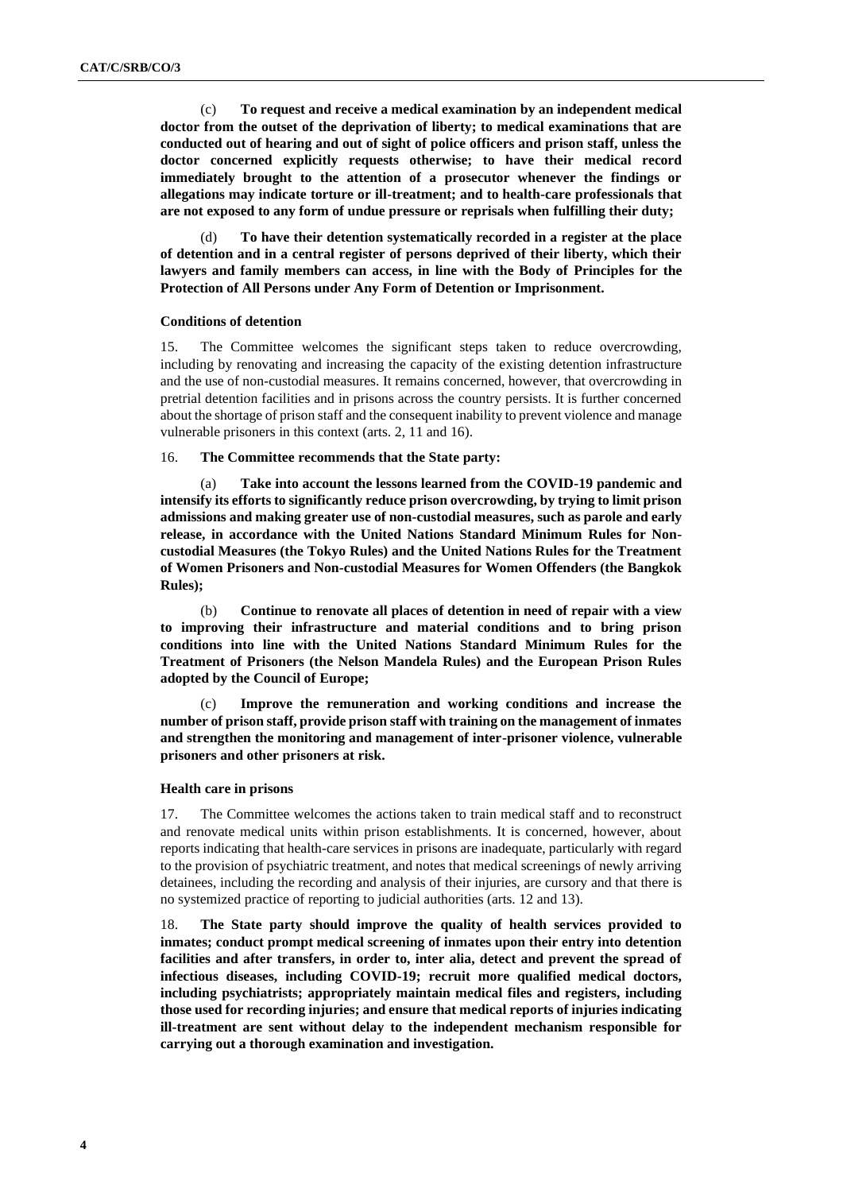(c) **To request and receive a medical examination by an independent medical doctor from the outset of the deprivation of liberty; to medical examinations that are conducted out of hearing and out of sight of police officers and prison staff, unless the doctor concerned explicitly requests otherwise; to have their medical record immediately brought to the attention of a prosecutor whenever the findings or allegations may indicate torture or ill-treatment; and to health-care professionals that are not exposed to any form of undue pressure or reprisals when fulfilling their duty;**

(d) **To have their detention systematically recorded in a register at the place of detention and in a central register of persons deprived of their liberty, which their lawyers and family members can access, in line with the Body of Principles for the Protection of All Persons under Any Form of Detention or Imprisonment.**

### Conditions of detention

15. The Committee welcomes the significant steps taken to reduce overcrowding, including by renovating and increasing the capacity of the existing detention infrastructure and the use of non-custodial measures. It remains concerned, however, that overcrowding in pretrial detention facilities and in prisons across the country persists. It is further concerned about the shortage of prison staff and the consequent inability to prevent violence and manage vulnerable prisoners in this context (arts. 2, 11 and 16).

16. **The Committee recommends that the State party:**

(a) **Take into account the lessons learned from the COVID-19 pandemic and intensify its efforts to significantly reduce prison overcrowding, by trying to limit prison admissions and making greater use of non-custodial measures, such as parole and early release, in accordance with the United Nations Standard Minimum Rules for Non-custodial Measures (the Tokyo Rules) and the United Nations Rules for the Treatment of Women Prisoners and Non-custodial Measures for Women Offenders (the Bangkok Rules);**

(b) **Continue to renovate all places of detention in need of repair with a view to improving their infrastructure and material conditions and to bring prison conditions into line with the United Nations Standard Minimum Rules for the Treatment of Prisoners (the Nelson Mandela Rules) and the European Prison Rules adopted by the Council of Europe;**

(c) **Improve the remuneration and working conditions and increase the number of prison staff, provide prison staff with training on the management of inmates and strengthen the monitoring and management of inter-prisoner violence, vulnerable prisoners and other prisoners at risk.**

### Health care in prisons

17. The Committee welcomes the actions taken to train medical staff and to reconstruct and renovate medical units within prison establishments. It is concerned, however, about reports indicating that health-care services in prisons are inadequate, particularly with regard to the provision of psychiatric treatment, and notes that medical screenings of newly arriving detainees, including the recording and analysis of their injuries, are cursory and that there is no systemized practice of reporting to judicial authorities (arts. 12 and 13).

18. **The State party should improve the quality of health services provided to inmates; conduct prompt medical screening of inmates upon their entry into detention facilities and after transfers, in order to, inter alia, detect and prevent the spread of infectious diseases, including COVID-19; recruit more qualified medical doctors, including psychiatrists; appropriately maintain medical files and registers, including those used for recording injuries; and ensure that medical reports of injuries indicating ill-treatment are sent without delay to the independent mechanism responsible for carrying out a thorough examination and investigation.**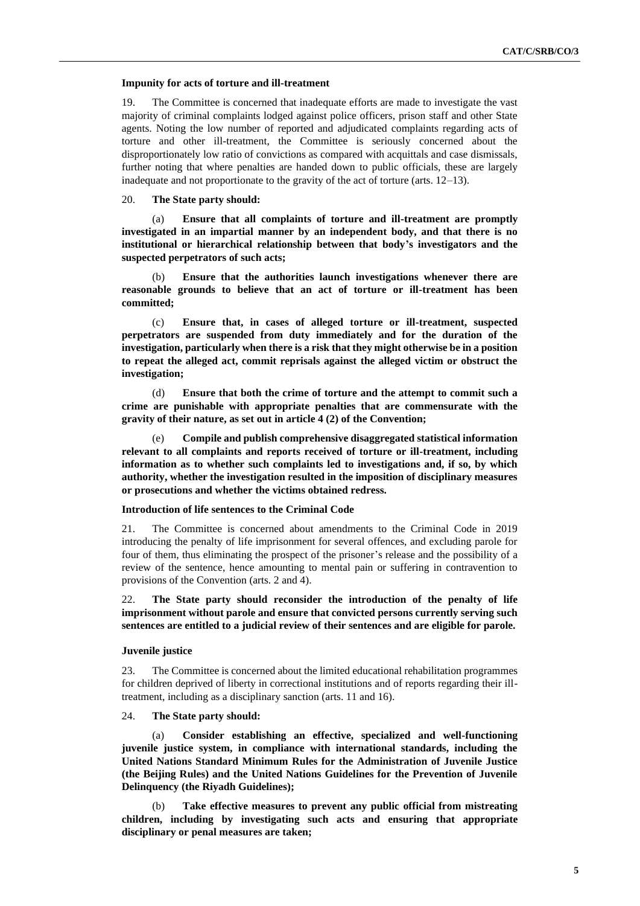**Impunity for acts of torture and ill-treatment**

19. The Committee is concerned that inadequate efforts are made to investigate the vast majority of criminal complaints lodged against police officers, prison staff and other State agents. Noting the low number of reported and adjudicated complaints regarding acts of torture and other ill-treatment, the Committee is seriously concerned about the disproportionately low ratio of convictions as compared with acquittals and case dismissals, further noting that where penalties are handed down to public officials, these are largely inadequate and not proportionate to the gravity of the act of torture (arts. 12–13).

20. **The State party should:**

(a) **Ensure that all complaints of torture and ill-treatment are promptly investigated in an impartial manner by an independent body, and that there is no institutional or hierarchical relationship between that body's investigators and the suspected perpetrators of such acts;**

(b) **Ensure that the authorities launch investigations whenever there are reasonable grounds to believe that an act of torture or ill-treatment has been committed;**

(c) **Ensure that, in cases of alleged torture or ill-treatment, suspected perpetrators are suspended from duty immediately and for the duration of the investigation, particularly when there is a risk that they might otherwise be in a position to repeat the alleged act, commit reprisals against the alleged victim or obstruct the investigation;**

(d) **Ensure that both the crime of torture and the attempt to commit such a crime are punishable with appropriate penalties that are commensurate with the gravity of their nature, as set out in article 4 (2) of the Convention;**

(e) **Compile and publish comprehensive disaggregated statistical information relevant to all complaints and reports received of torture or ill-treatment, including information as to whether such complaints led to investigations and, if so, by which authority, whether the investigation resulted in the imposition of disciplinary measures or prosecutions and whether the victims obtained redress.**

**Introduction of life sentences to the Criminal Code**

21. The Committee is concerned about amendments to the Criminal Code in 2019 introducing the penalty of life imprisonment for several offences, and excluding parole for four of them, thus eliminating the prospect of the prisoner's release and the possibility of a review of the sentence, hence amounting to mental pain or suffering in contravention to provisions of the Convention (arts. 2 and 4).

22. **The State party should reconsider the introduction of the penalty of life imprisonment without parole and ensure that convicted persons currently serving such sentences are entitled to a judicial review of their sentences and are eligible for parole.**

**Juvenile justice**

23. The Committee is concerned about the limited educational rehabilitation programmes for children deprived of liberty in correctional institutions and of reports regarding their ill-treatment, including as a disciplinary sanction (arts. 11 and 16).

24. **The State party should:**

(a) **Consider establishing an effective, specialized and well-functioning juvenile justice system, in compliance with international standards, including the United Nations Standard Minimum Rules for the Administration of Juvenile Justice (the Beijing Rules) and the United Nations Guidelines for the Prevention of Juvenile Delinquency (the Riyadh Guidelines);**

(b) **Take effective measures to prevent any public official from mistreating children, including by investigating such acts and ensuring that appropriate disciplinary or penal measures are taken;**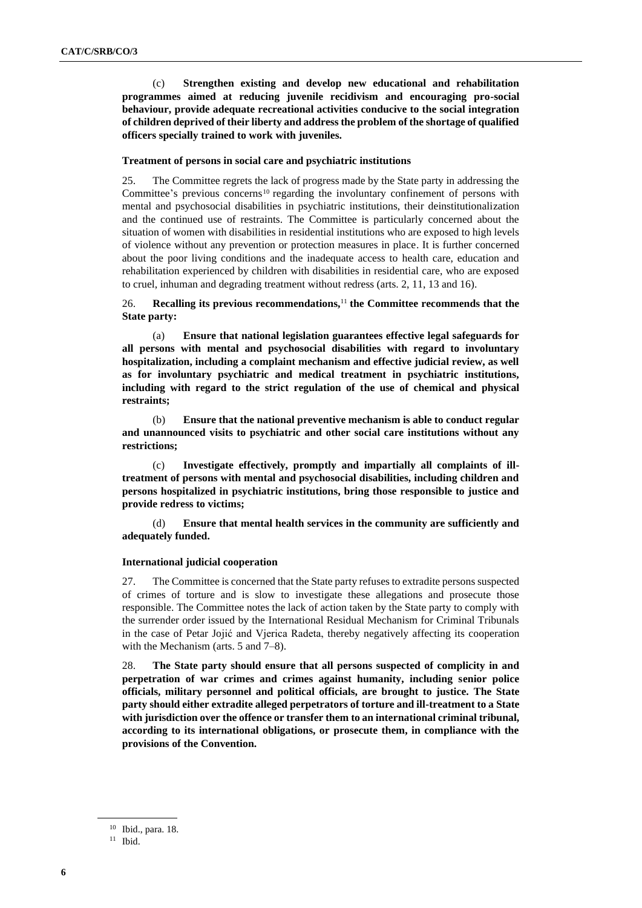(c) **Strengthen existing and develop new educational and rehabilitation programmes aimed at reducing juvenile recidivism and encouraging pro-social behaviour, provide adequate recreational activities conducive to the social integration of children deprived of their liberty and address the problem of the shortage of qualified officers specially trained to work with juveniles.**

#### Treatment of persons in social care and psychiatric institutions

25. The Committee regrets the lack of progress made by the State party in addressing the Committee's previous concerns[10] regarding the involuntary confinement of persons with mental and psychosocial disabilities in psychiatric institutions, their deinstitutionalization and the continued use of restraints. The Committee is particularly concerned about the situation of women with disabilities in residential institutions who are exposed to high levels of violence without any prevention or protection measures in place. It is further concerned about the poor living conditions and the inadequate access to health care, education and rehabilitation experienced by children with disabilities in residential care, who are exposed to cruel, inhuman and degrading treatment without redress (arts. 2, 11, 13 and 16).

26. **Recalling its previous recommendations,[11] the Committee recommends that the State party:**

(a) **Ensure that national legislation guarantees effective legal safeguards for all persons with mental and psychosocial disabilities with regard to involuntary hospitalization, including a complaint mechanism and effective judicial review, as well as for involuntary psychiatric and medical treatment in psychiatric institutions, including with regard to the strict regulation of the use of chemical and physical restraints;**

(b) **Ensure that the national preventive mechanism is able to conduct regular and unannounced visits to psychiatric and other social care institutions without any restrictions;**

(c) **Investigate effectively, promptly and impartially all complaints of ill-treatment of persons with mental and psychosocial disabilities, including children and persons hospitalized in psychiatric institutions, bring those responsible to justice and provide redress to victims;**

(d) **Ensure that mental health services in the community are sufficiently and adequately funded.**

#### International judicial cooperation

27. The Committee is concerned that the State party refuses to extradite persons suspected of crimes of torture and is slow to investigate these allegations and prosecute those responsible. The Committee notes the lack of action taken by the State party to comply with the surrender order issued by the International Residual Mechanism for Criminal Tribunals in the case of Petar Jojić and Vjerica Radeta, thereby negatively affecting its cooperation with the Mechanism (arts. 5 and 7–8).

28. **The State party should ensure that all persons suspected of complicity in and perpetration of war crimes and crimes against humanity, including senior police officials, military personnel and political officials, are brought to justice. The State party should either extradite alleged perpetrators of torture and ill-treatment to a State with jurisdiction over the offence or transfer them to an international criminal tribunal, according to its international obligations, or prosecute them, in compliance with the provisions of the Convention.**

---

[10] Ibid., para. 18.

[11] Ibid.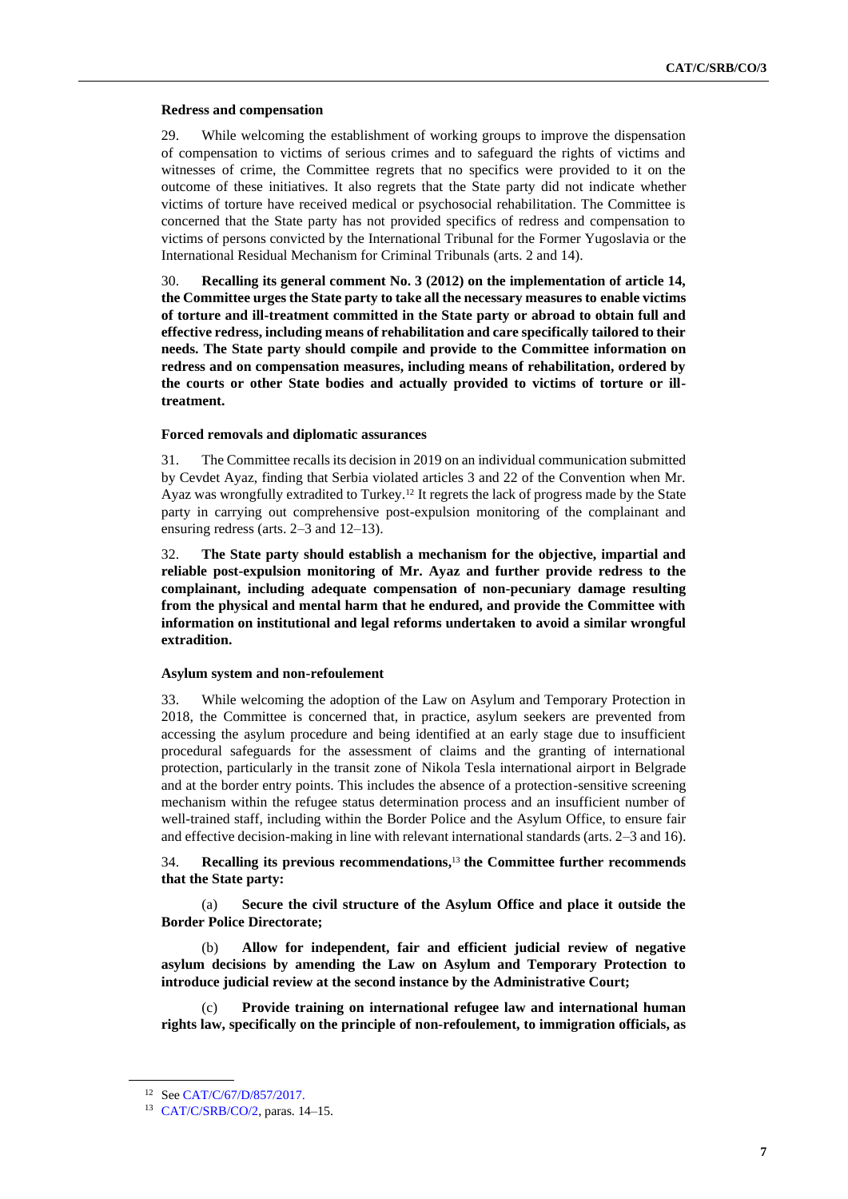### Redress and compensation

29. While welcoming the establishment of working groups to improve the dispensation of compensation to victims of serious crimes and to safeguard the rights of victims and witnesses of crime, the Committee regrets that no specifics were provided to it on the outcome of these initiatives. It also regrets that the State party did not indicate whether victims of torture have received medical or psychosocial rehabilitation. The Committee is concerned that the State party has not provided specifics of redress and compensation to victims of persons convicted by the International Tribunal for the Former Yugoslavia or the International Residual Mechanism for Criminal Tribunals (arts. 2 and 14).

30. **Recalling its general comment No. 3 (2012) on the implementation of article 14, the Committee urges the State party to take all the necessary measures to enable victims of torture and ill-treatment committed in the State party or abroad to obtain full and effective redress, including means of rehabilitation and care specifically tailored to their needs. The State party should compile and provide to the Committee information on redress and on compensation measures, including means of rehabilitation, ordered by the courts or other State bodies and actually provided to victims of torture or ill-treatment.**

### Forced removals and diplomatic assurances

31. The Committee recalls its decision in 2019 on an individual communication submitted by Cevdet Ayaz, finding that Serbia violated articles 3 and 22 of the Convention when Mr. Ayaz was wrongfully extradited to Turkey.[12] It regrets the lack of progress made by the State party in carrying out comprehensive post-expulsion monitoring of the complainant and ensuring redress (arts. 2–3 and 12–13).

32. **The State party should establish a mechanism for the objective, impartial and reliable post-expulsion monitoring of Mr. Ayaz and further provide redress to the complainant, including adequate compensation of non-pecuniary damage resulting from the physical and mental harm that he endured, and provide the Committee with information on institutional and legal reforms undertaken to avoid a similar wrongful extradition.**

### Asylum system and non-refoulement

33. While welcoming the adoption of the Law on Asylum and Temporary Protection in 2018, the Committee is concerned that, in practice, asylum seekers are prevented from accessing the asylum procedure and being identified at an early stage due to insufficient procedural safeguards for the assessment of claims and the granting of international protection, particularly in the transit zone of Nikola Tesla international airport in Belgrade and at the border entry points. This includes the absence of a protection-sensitive screening mechanism within the refugee status determination process and an insufficient number of well-trained staff, including within the Border Police and the Asylum Office, to ensure fair and effective decision-making in line with relevant international standards (arts. 2–3 and 16).

34. **Recalling its previous recommendations,**[13] **the Committee further recommends that the State party:**

(a) **Secure the civil structure of the Asylum Office and place it outside the Border Police Directorate;**

(b) **Allow for independent, fair and efficient judicial review of negative asylum decisions by amending the Law on Asylum and Temporary Protection to introduce judicial review at the second instance by the Administrative Court;**

(c) **Provide training on international refugee law and international human rights law, specifically on the principle of non-refoulement, to immigration officials, as**

---

[12] See CAT/C/67/D/857/2017.

[13] CAT/C/SRB/CO/2, paras. 14–15.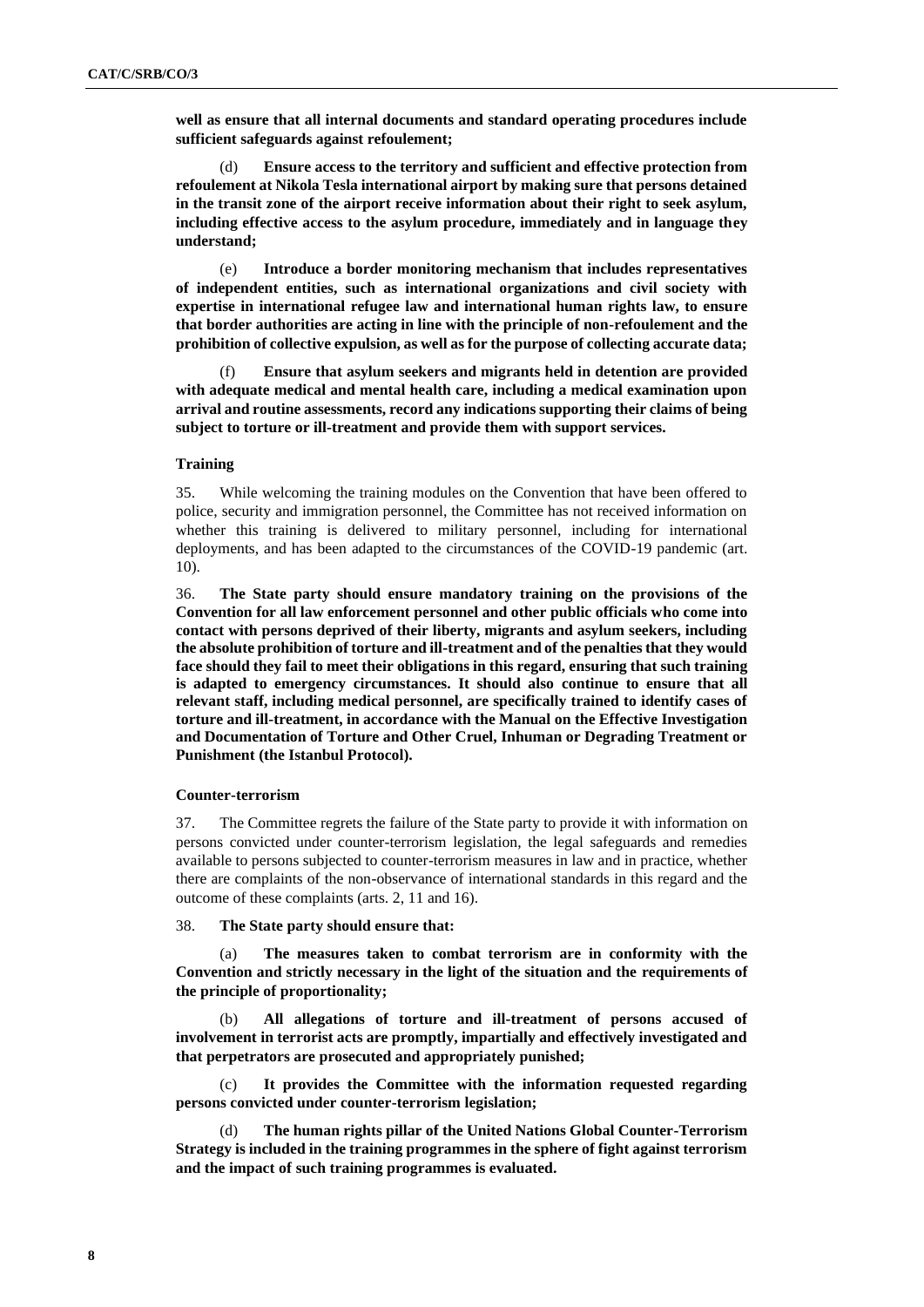**well as ensure that all internal documents and standard operating procedures include sufficient safeguards against refoulement;**

(d) **Ensure access to the territory and sufficient and effective protection from refoulement at Nikola Tesla international airport by making sure that persons detained in the transit zone of the airport receive information about their right to seek asylum, including effective access to the asylum procedure, immediately and in language they understand;**

(e) **Introduce a border monitoring mechanism that includes representatives of independent entities, such as international organizations and civil society with expertise in international refugee law and international human rights law, to ensure that border authorities are acting in line with the principle of non-refoulement and the prohibition of collective expulsion, as well as for the purpose of collecting accurate data;**

(f) **Ensure that asylum seekers and migrants held in detention are provided with adequate medical and mental health care, including a medical examination upon arrival and routine assessments, record any indications supporting their claims of being subject to torture or ill-treatment and provide them with support services.**

#### Training

35. While welcoming the training modules on the Convention that have been offered to police, security and immigration personnel, the Committee has not received information on whether this training is delivered to military personnel, including for international deployments, and has been adapted to the circumstances of the COVID-19 pandemic (art. 10).

36. **The State party should ensure mandatory training on the provisions of the Convention for all law enforcement personnel and other public officials who come into contact with persons deprived of their liberty, migrants and asylum seekers, including the absolute prohibition of torture and ill-treatment and of the penalties that they would face should they fail to meet their obligations in this regard, ensuring that such training is adapted to emergency circumstances. It should also continue to ensure that all relevant staff, including medical personnel, are specifically trained to identify cases of torture and ill-treatment, in accordance with the Manual on the Effective Investigation and Documentation of Torture and Other Cruel, Inhuman or Degrading Treatment or Punishment (the Istanbul Protocol).**

#### Counter-terrorism

37. The Committee regrets the failure of the State party to provide it with information on persons convicted under counter-terrorism legislation, the legal safeguards and remedies available to persons subjected to counter-terrorism measures in law and in practice, whether there are complaints of the non-observance of international standards in this regard and the outcome of these complaints (arts. 2, 11 and 16).

38. **The State party should ensure that:**

(a) **The measures taken to combat terrorism are in conformity with the Convention and strictly necessary in the light of the situation and the requirements of the principle of proportionality;**

(b) **All allegations of torture and ill-treatment of persons accused of involvement in terrorist acts are promptly, impartially and effectively investigated and that perpetrators are prosecuted and appropriately punished;**

(c) **It provides the Committee with the information requested regarding persons convicted under counter-terrorism legislation;**

(d) **The human rights pillar of the United Nations Global Counter-Terrorism Strategy is included in the training programmes in the sphere of fight against terrorism and the impact of such training programmes is evaluated.**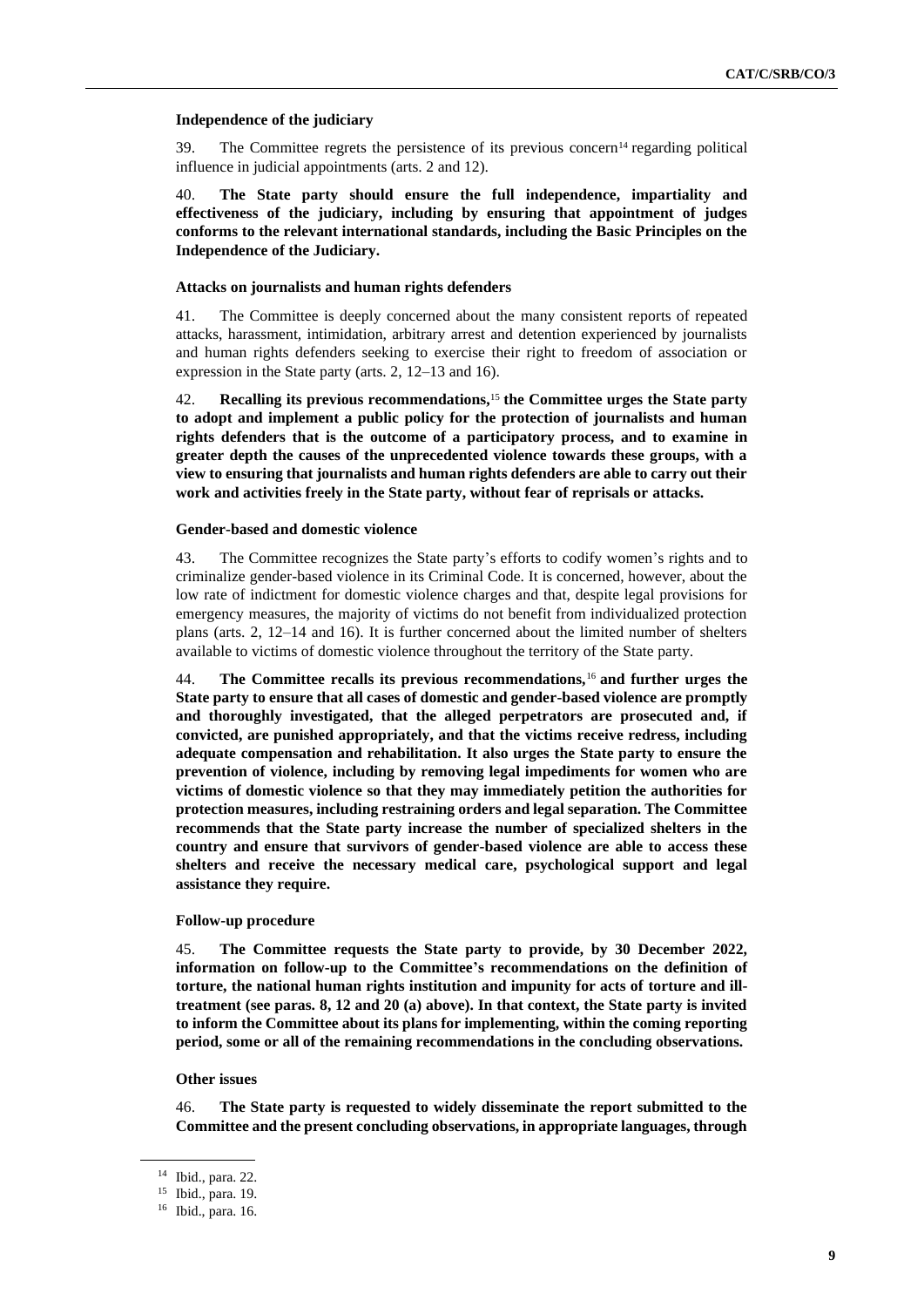### Independence of the judiciary

39. The Committee regrets the persistence of its previous concern[14] regarding political influence in judicial appointments (arts. 2 and 12).

40. **The State party should ensure the full independence, impartiality and effectiveness of the judiciary, including by ensuring that appointment of judges conforms to the relevant international standards, including the Basic Principles on the Independence of the Judiciary.**

### Attacks on journalists and human rights defenders

41. The Committee is deeply concerned about the many consistent reports of repeated attacks, harassment, intimidation, arbitrary arrest and detention experienced by journalists and human rights defenders seeking to exercise their right to freedom of association or expression in the State party (arts. 2, 12–13 and 16).

42. **Recalling its previous recommendations,**[15] **the Committee urges the State party to adopt and implement a public policy for the protection of journalists and human rights defenders that is the outcome of a participatory process, and to examine in greater depth the causes of the unprecedented violence towards these groups, with a view to ensuring that journalists and human rights defenders are able to carry out their work and activities freely in the State party, without fear of reprisals or attacks.**

### Gender-based and domestic violence

43. The Committee recognizes the State party's efforts to codify women's rights and to criminalize gender-based violence in its Criminal Code. It is concerned, however, about the low rate of indictment for domestic violence charges and that, despite legal provisions for emergency measures, the majority of victims do not benefit from individualized protection plans (arts. 2, 12–14 and 16). It is further concerned about the limited number of shelters available to victims of domestic violence throughout the territory of the State party.

44. **The Committee recalls its previous recommendations,**[16] **and further urges the State party to ensure that all cases of domestic and gender-based violence are promptly and thoroughly investigated, that the alleged perpetrators are prosecuted and, if convicted, are punished appropriately, and that the victims receive redress, including adequate compensation and rehabilitation. It also urges the State party to ensure the prevention of violence, including by removing legal impediments for women who are victims of domestic violence so that they may immediately petition the authorities for protection measures, including restraining orders and legal separation. The Committee recommends that the State party increase the number of specialized shelters in the country and ensure that survivors of gender-based violence are able to access these shelters and receive the necessary medical care, psychological support and legal assistance they require.**

### Follow-up procedure

45. **The Committee requests the State party to provide, by 30 December 2022, information on follow-up to the Committee's recommendations on the definition of torture, the national human rights institution and impunity for acts of torture and ill-treatment (see paras. 8, 12 and 20 (a) above). In that context, the State party is invited to inform the Committee about its plans for implementing, within the coming reporting period, some or all of the remaining recommendations in the concluding observations.**

### Other issues

46. **The State party is requested to widely disseminate the report submitted to the Committee and the present concluding observations, in appropriate languages, through**

---

[14] Ibid., para. 22.

[15] Ibid., para. 19.

[16] Ibid., para. 16.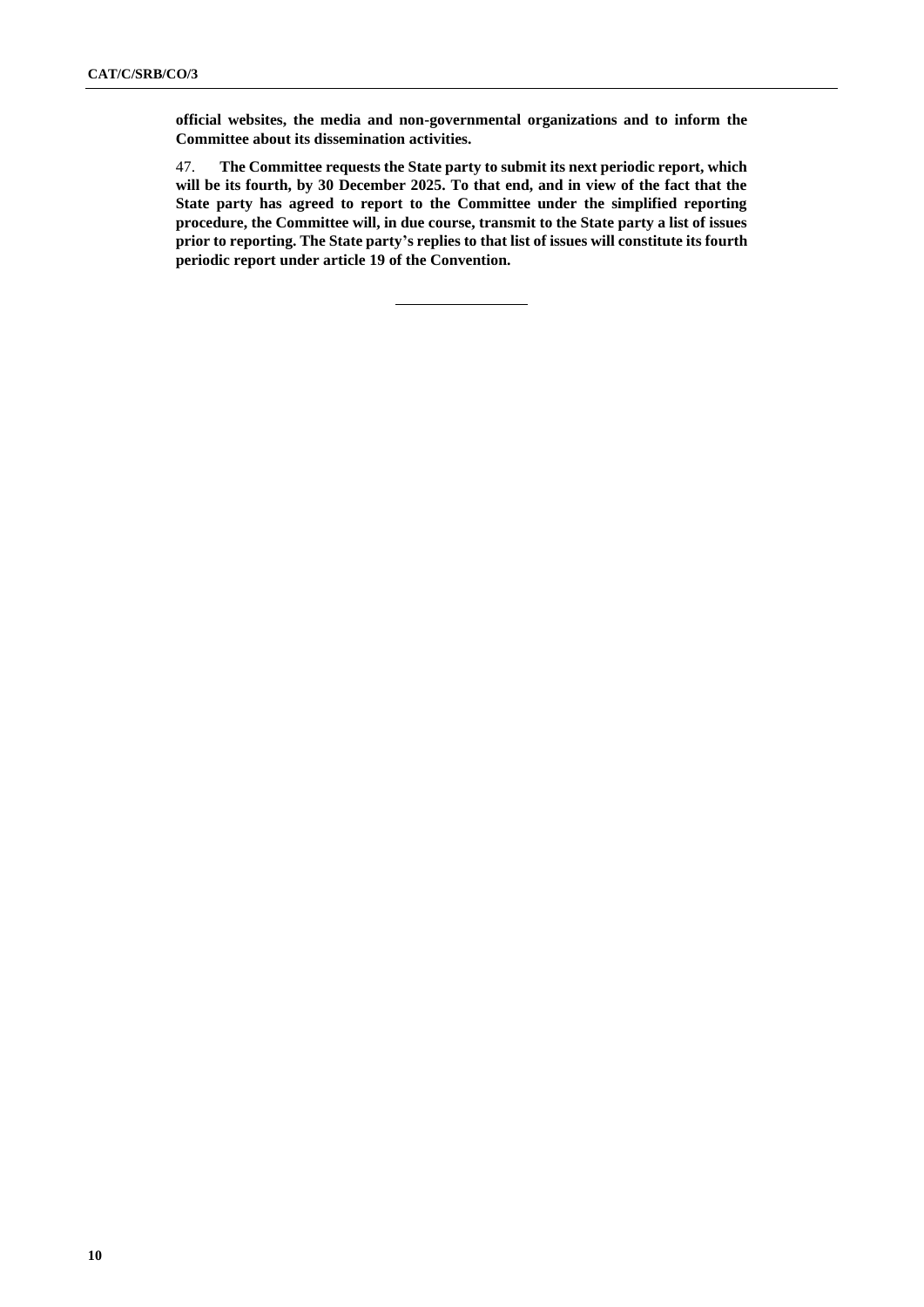**official websites, the media and non-governmental organizations and to inform the Committee about its dissemination activities.**

47. **The Committee requests the State party to submit its next periodic report, which will be its fourth, by 30 December 2025. To that end, and in view of the fact that the State party has agreed to report to the Committee under the simplified reporting procedure, the Committee will, in due course, transmit to the State party a list of issues prior to reporting. The State party's replies to that list of issues will constitute its fourth periodic report under article 19 of the Convention.**